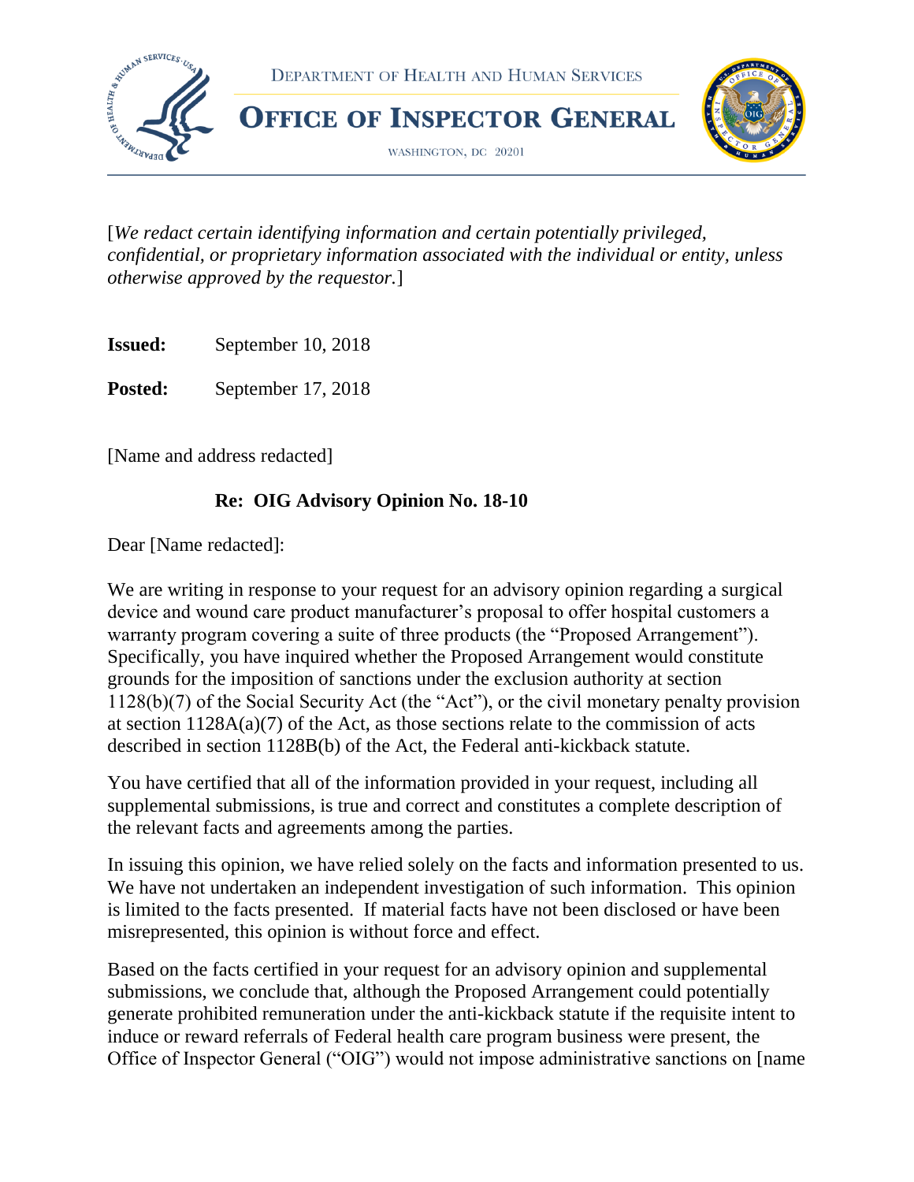DEPARTMENT OF HEALTH AND HUMAN SERVICES

**OFFICE OF INSPECTOR GENERAL**

WASHINGTON, DC 20201

[*We redact certain identifying information and certain potentially privileged, confidential, or proprietary information associated with the individual or entity, unless otherwise approved by the requestor.*]

**Issued:** September 10, 2018

**Posted:** September 17, 2018

[Name and address redacted]

**Re: OIG Advisory Opinion No. 18-10**

Dear [Name redacted]:

We are writing in response to your request for an advisory opinion regarding a surgical device and wound care product manufacturer's proposal to offer hospital customers a warranty program covering a suite of three products (the "Proposed Arrangement"). Specifically, you have inquired whether the Proposed Arrangement would constitute grounds for the imposition of sanctions under the exclusion authority at section 1128(b)(7) of the Social Security Act (the "Act"), or the civil monetary penalty provision at section 1128A(a)(7) of the Act, as those sections relate to the commission of acts described in section 1128B(b) of the Act, the Federal anti-kickback statute.

You have certified that all of the information provided in your request, including all supplemental submissions, is true and correct and constitutes a complete description of the relevant facts and agreements among the parties.

In issuing this opinion, we have relied solely on the facts and information presented to us. We have not undertaken an independent investigation of such information. This opinion is limited to the facts presented. If material facts have not been disclosed or have been misrepresented, this opinion is without force and effect.

Based on the facts certified in your request for an advisory opinion and supplemental submissions, we conclude that, although the Proposed Arrangement could potentially generate prohibited remuneration under the anti-kickback statute if the requisite intent to induce or reward referrals of Federal health care program business were present, the Office of Inspector General ("OIG") would not impose administrative sanctions on [name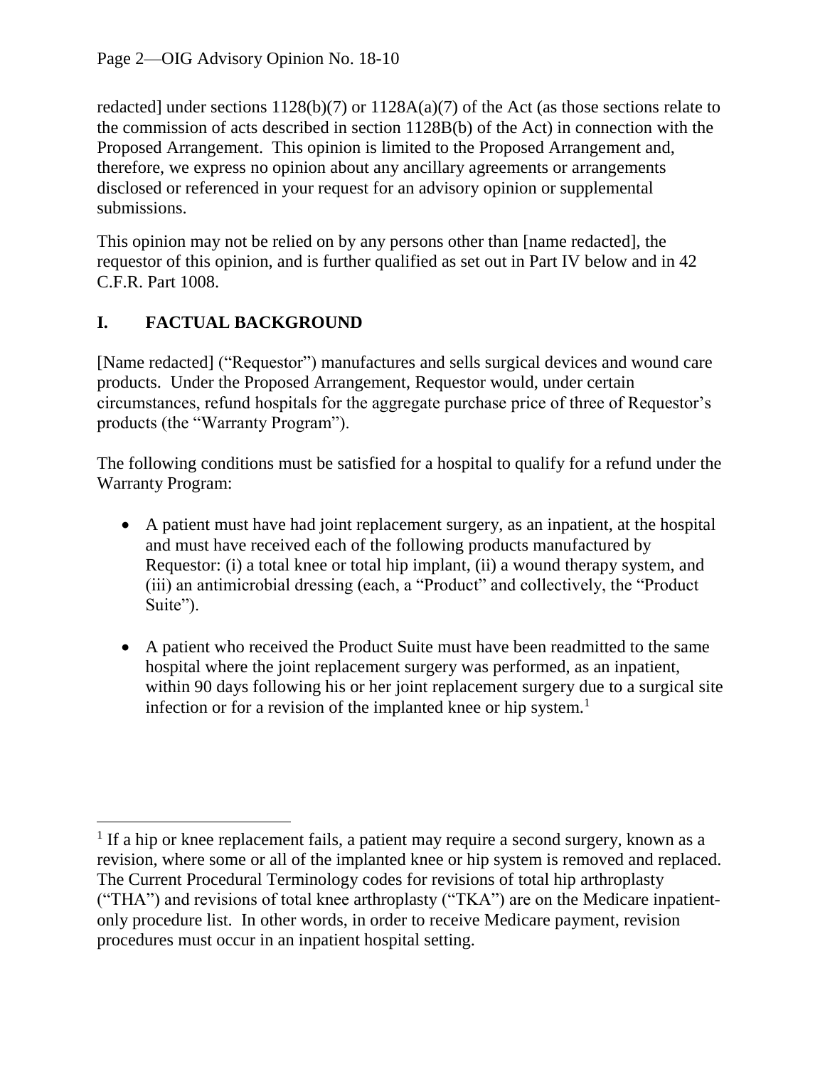redacted] under sections 1128(b)(7) or 1128A(a)(7) of the Act (as those sections relate to the commission of acts described in section 1128B(b) of the Act) in connection with the Proposed Arrangement. This opinion is limited to the Proposed Arrangement and, therefore, we express no opinion about any ancillary agreements or arrangements disclosed or referenced in your request for an advisory opinion or supplemental submissions.

This opinion may not be relied on by any persons other than [name redacted], the requestor of this opinion, and is further qualified as set out in Part IV below and in 42 C.F.R. Part 1008.

## I. FACTUAL BACKGROUND

[Name redacted] ("Requestor") manufactures and sells surgical devices and wound care products. Under the Proposed Arrangement, Requestor would, under certain circumstances, refund hospitals for the aggregate purchase price of three of Requestor's products (the "Warranty Program").

The following conditions must be satisfied for a hospital to qualify for a refund under the Warranty Program:

- A patient must have had joint replacement surgery, as an inpatient, at the hospital and must have received each of the following products manufactured by Requestor: (i) a total knee or total hip implant, (ii) a wound therapy system, and (iii) an antimicrobial dressing (each, a "Product" and collectively, the "Product Suite").

- A patient who received the Product Suite must have been readmitted to the same hospital where the joint replacement surgery was performed, as an inpatient, within 90 days following his or her joint replacement surgery due to a surgical site infection or for a revision of the implanted knee or hip system.[1]

[1] If a hip or knee replacement fails, a patient may require a second surgery, known as a revision, where some or all of the implanted knee or hip system is removed and replaced. The Current Procedural Terminology codes for revisions of total hip arthroplasty ("THA") and revisions of total knee arthroplasty ("TKA") are on the Medicare inpatient-only procedure list. In other words, in order to receive Medicare payment, revision procedures must occur in an inpatient hospital setting.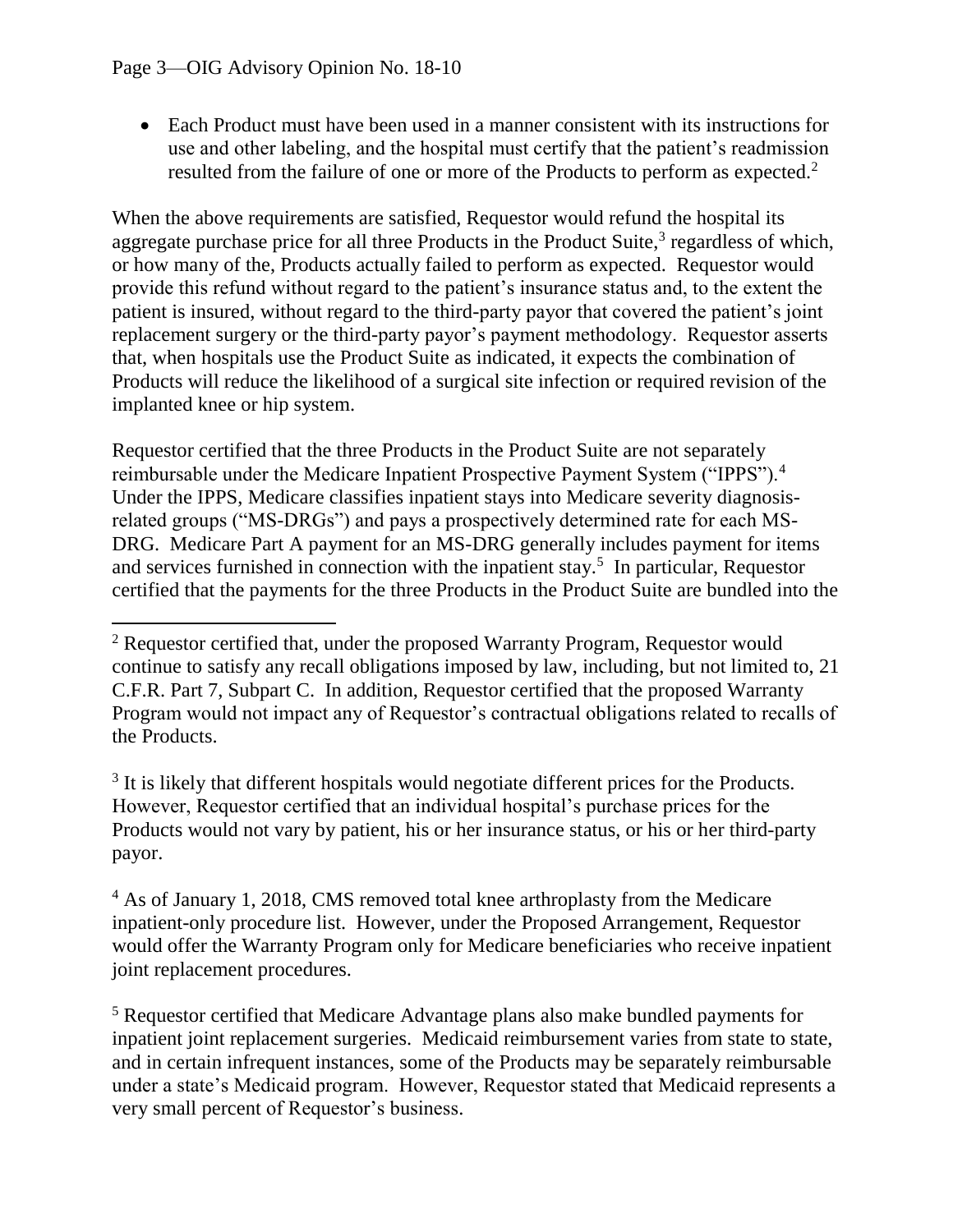- Each Product must have been used in a manner consistent with its instructions for use and other labeling, and the hospital must certify that the patient's readmission resulted from the failure of one or more of the Products to perform as expected.[2]

When the above requirements are satisfied, Requestor would refund the hospital its aggregate purchase price for all three Products in the Product Suite,[3] regardless of which, or how many of the, Products actually failed to perform as expected. Requestor would provide this refund without regard to the patient's insurance status and, to the extent the patient is insured, without regard to the third-party payor that covered the patient's joint replacement surgery or the third-party payor's payment methodology. Requestor asserts that, when hospitals use the Product Suite as indicated, it expects the combination of Products will reduce the likelihood of a surgical site infection or required revision of the implanted knee or hip system.

Requestor certified that the three Products in the Product Suite are not separately reimbursable under the Medicare Inpatient Prospective Payment System ("IPPS").[4] Under the IPPS, Medicare classifies inpatient stays into Medicare severity diagnosis-related groups ("MS-DRGs") and pays a prospectively determined rate for each MS-DRG. Medicare Part A payment for an MS-DRG generally includes payment for items and services furnished in connection with the inpatient stay.[5] In particular, Requestor certified that the payments for the three Products in the Product Suite are bundled into the

---

[2] Requestor certified that, under the proposed Warranty Program, Requestor would continue to satisfy any recall obligations imposed by law, including, but not limited to, 21 C.F.R. Part 7, Subpart C. In addition, Requestor certified that the proposed Warranty Program would not impact any of Requestor's contractual obligations related to recalls of the Products.

[3] It is likely that different hospitals would negotiate different prices for the Products. However, Requestor certified that an individual hospital's purchase prices for the Products would not vary by patient, his or her insurance status, or his or her third-party payor.

[4] As of January 1, 2018, CMS removed total knee arthroplasty from the Medicare inpatient-only procedure list. However, under the Proposed Arrangement, Requestor would offer the Warranty Program only for Medicare beneficiaries who receive inpatient joint replacement procedures.

[5] Requestor certified that Medicare Advantage plans also make bundled payments for inpatient joint replacement surgeries. Medicaid reimbursement varies from state to state, and in certain infrequent instances, some of the Products may be separately reimbursable under a state's Medicaid program. However, Requestor stated that Medicaid represents a very small percent of Requestor's business.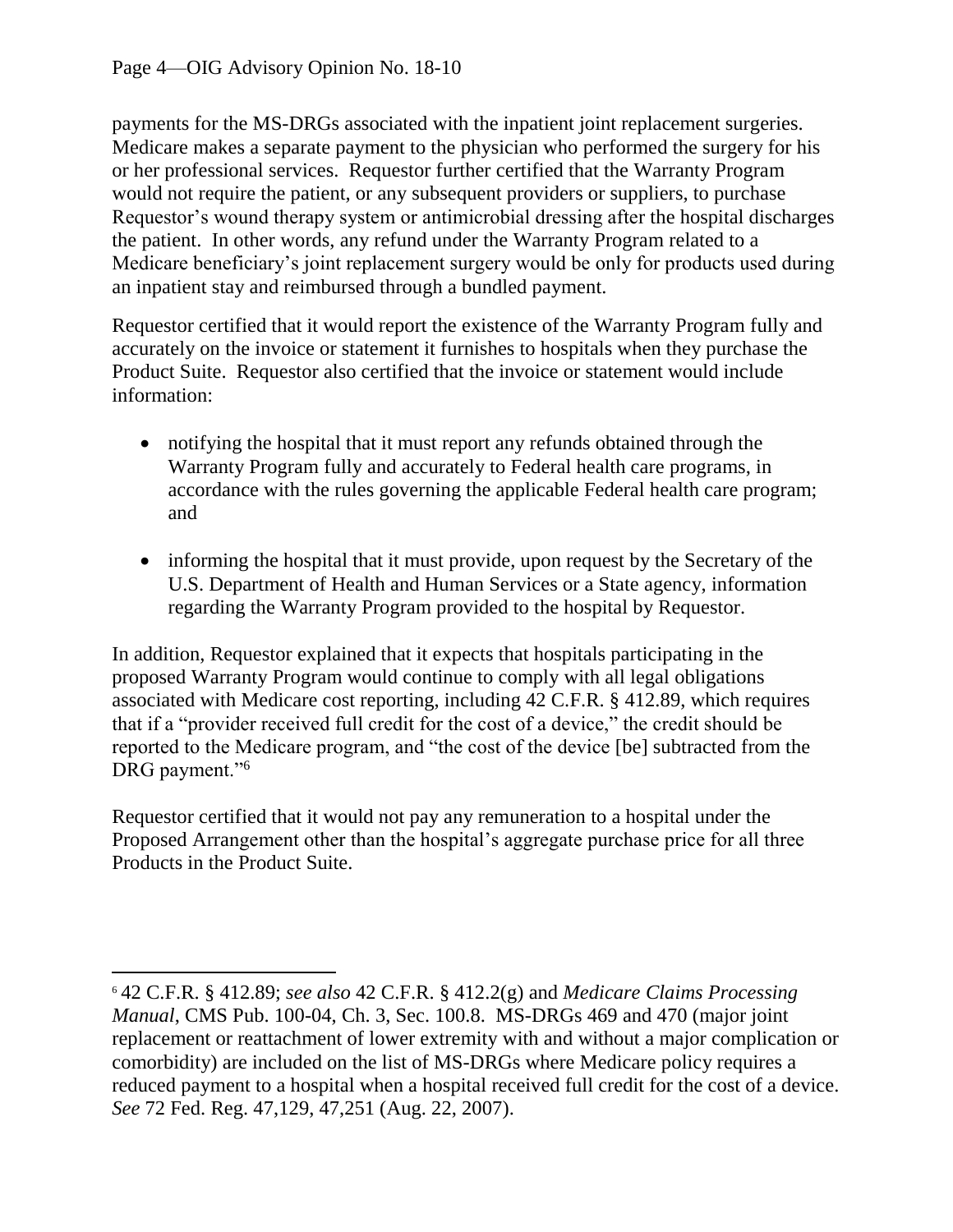payments for the MS-DRGs associated with the inpatient joint replacement surgeries. Medicare makes a separate payment to the physician who performed the surgery for his or her professional services. Requestor further certified that the Warranty Program would not require the patient, or any subsequent providers or suppliers, to purchase Requestor's wound therapy system or antimicrobial dressing after the hospital discharges the patient. In other words, any refund under the Warranty Program related to a Medicare beneficiary's joint replacement surgery would be only for products used during an inpatient stay and reimbursed through a bundled payment.

Requestor certified that it would report the existence of the Warranty Program fully and accurately on the invoice or statement it furnishes to hospitals when they purchase the Product Suite. Requestor also certified that the invoice or statement would include information:

- notifying the hospital that it must report any refunds obtained through the Warranty Program fully and accurately to Federal health care programs, in accordance with the rules governing the applicable Federal health care program; and
- informing the hospital that it must provide, upon request by the Secretary of the U.S. Department of Health and Human Services or a State agency, information regarding the Warranty Program provided to the hospital by Requestor.

In addition, Requestor explained that it expects that hospitals participating in the proposed Warranty Program would continue to comply with all legal obligations associated with Medicare cost reporting, including 42 C.F.R. § 412.89, which requires that if a "provider received full credit for the cost of a device," the credit should be reported to the Medicare program, and "the cost of the device [be] subtracted from the DRG payment."[6]

Requestor certified that it would not pay any remuneration to a hospital under the Proposed Arrangement other than the hospital's aggregate purchase price for all three Products in the Product Suite.

---

[6] 42 C.F.R. § 412.89; *see also* 42 C.F.R. § 412.2(g) and *Medicare Claims Processing Manual*, CMS Pub. 100-04, Ch. 3, Sec. 100.8. MS-DRGs 469 and 470 (major joint replacement or reattachment of lower extremity with and without a major complication or comorbidity) are included on the list of MS-DRGs where Medicare policy requires a reduced payment to a hospital when a hospital received full credit for the cost of a device. *See* 72 Fed. Reg. 47,129, 47,251 (Aug. 22, 2007).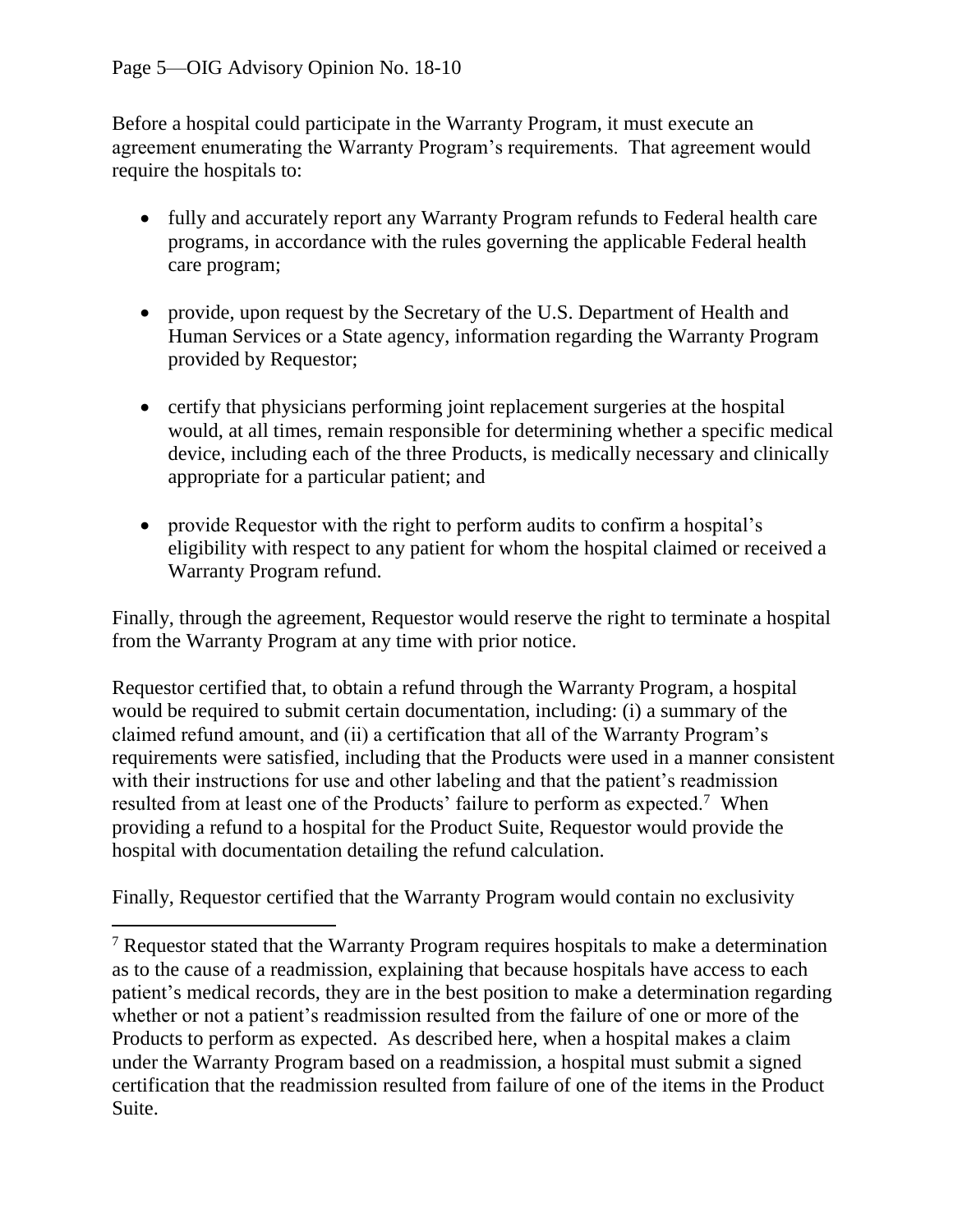Before a hospital could participate in the Warranty Program, it must execute an agreement enumerating the Warranty Program's requirements. That agreement would require the hospitals to:

- fully and accurately report any Warranty Program refunds to Federal health care programs, in accordance with the rules governing the applicable Federal health care program;
- provide, upon request by the Secretary of the U.S. Department of Health and Human Services or a State agency, information regarding the Warranty Program provided by Requestor;
- certify that physicians performing joint replacement surgeries at the hospital would, at all times, remain responsible for determining whether a specific medical device, including each of the three Products, is medically necessary and clinically appropriate for a particular patient; and
- provide Requestor with the right to perform audits to confirm a hospital's eligibility with respect to any patient for whom the hospital claimed or received a Warranty Program refund.

Finally, through the agreement, Requestor would reserve the right to terminate a hospital from the Warranty Program at any time with prior notice.

Requestor certified that, to obtain a refund through the Warranty Program, a hospital would be required to submit certain documentation, including: (i) a summary of the claimed refund amount, and (ii) a certification that all of the Warranty Program's requirements were satisfied, including that the Products were used in a manner consistent with their instructions for use and other labeling and that the patient's readmission resulted from at least one of the Products' failure to perform as expected.[7] When providing a refund to a hospital for the Product Suite, Requestor would provide the hospital with documentation detailing the refund calculation.

Finally, Requestor certified that the Warranty Program would contain no exclusivity

[7] Requestor stated that the Warranty Program requires hospitals to make a determination as to the cause of a readmission, explaining that because hospitals have access to each patient's medical records, they are in the best position to make a determination regarding whether or not a patient's readmission resulted from the failure of one or more of the Products to perform as expected. As described here, when a hospital makes a claim under the Warranty Program based on a readmission, a hospital must submit a signed certification that the readmission resulted from failure of one of the items in the Product Suite.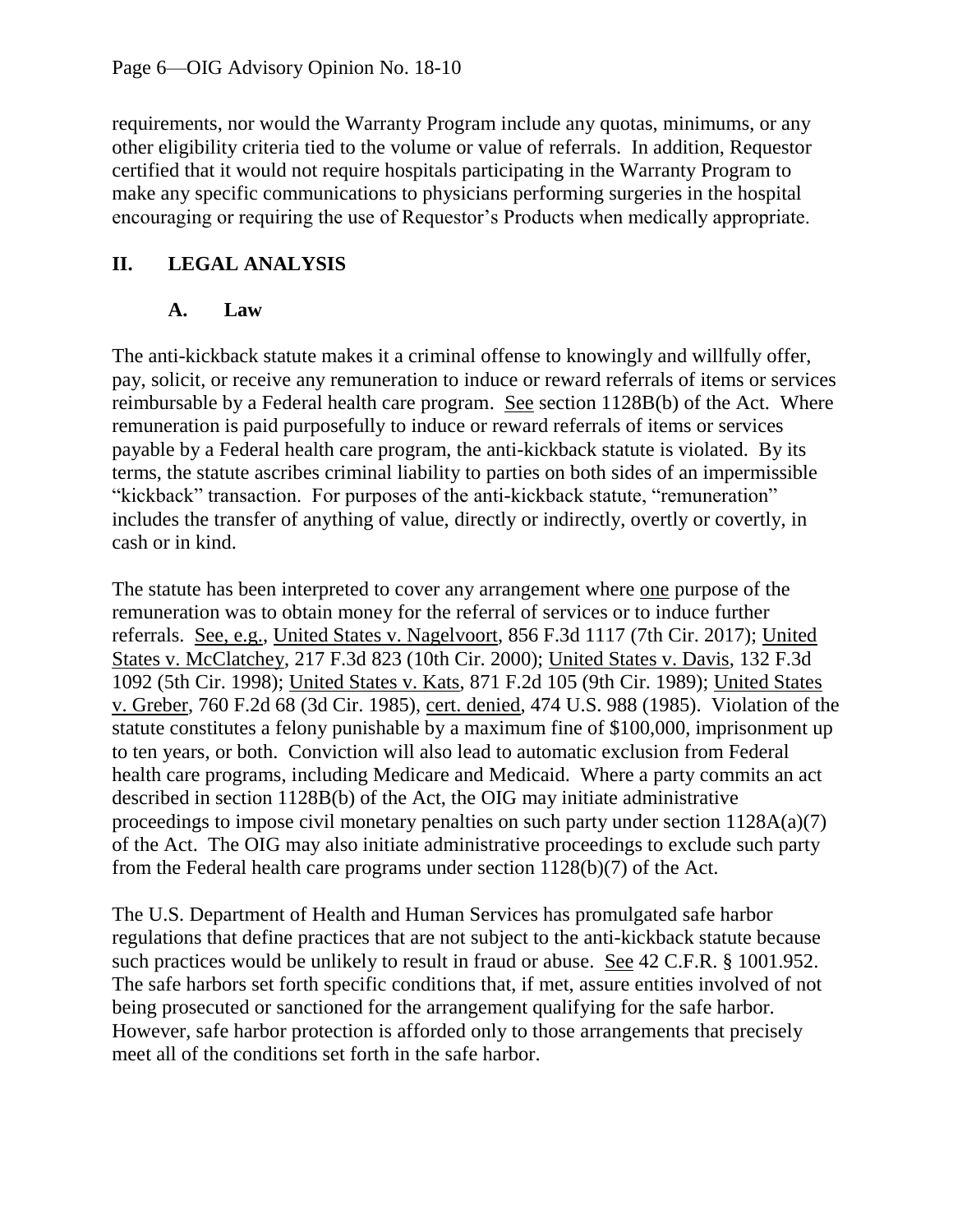requirements, nor would the Warranty Program include any quotas, minimums, or any other eligibility criteria tied to the volume or value of referrals. In addition, Requestor certified that it would not require hospitals participating in the Warranty Program to make any specific communications to physicians performing surgeries in the hospital encouraging or requiring the use of Requestor's Products when medically appropriate.

## II. LEGAL ANALYSIS

### A. Law

The anti-kickback statute makes it a criminal offense to knowingly and willfully offer, pay, solicit, or receive any remuneration to induce or reward referrals of items or services reimbursable by a Federal health care program. See section 1128B(b) of the Act. Where remuneration is paid purposefully to induce or reward referrals of items or services payable by a Federal health care program, the anti-kickback statute is violated. By its terms, the statute ascribes criminal liability to parties on both sides of an impermissible "kickback" transaction. For purposes of the anti-kickback statute, "remuneration" includes the transfer of anything of value, directly or indirectly, overtly or covertly, in cash or in kind.

The statute has been interpreted to cover any arrangement where one purpose of the remuneration was to obtain money for the referral of services or to induce further referrals. See, e.g., United States v. Nagelvoort, 856 F.3d 1117 (7th Cir. 2017); United States v. McClatchey, 217 F.3d 823 (10th Cir. 2000); United States v. Davis, 132 F.3d 1092 (5th Cir. 1998); United States v. Kats, 871 F.2d 105 (9th Cir. 1989); United States v. Greber, 760 F.2d 68 (3d Cir. 1985), cert. denied, 474 U.S. 988 (1985). Violation of the statute constitutes a felony punishable by a maximum fine of $100,000, imprisonment up to ten years, or both. Conviction will also lead to automatic exclusion from Federal health care programs, including Medicare and Medicaid. Where a party commits an act described in section 1128B(b) of the Act, the OIG may initiate administrative proceedings to impose civil monetary penalties on such party under section 1128A(a)(7) of the Act. The OIG may also initiate administrative proceedings to exclude such party from the Federal health care programs under section 1128(b)(7) of the Act.

The U.S. Department of Health and Human Services has promulgated safe harbor regulations that define practices that are not subject to the anti-kickback statute because such practices would be unlikely to result in fraud or abuse. See 42 C.F.R. § 1001.952. The safe harbors set forth specific conditions that, if met, assure entities involved of not being prosecuted or sanctioned for the arrangement qualifying for the safe harbor. However, safe harbor protection is afforded only to those arrangements that precisely meet all of the conditions set forth in the safe harbor.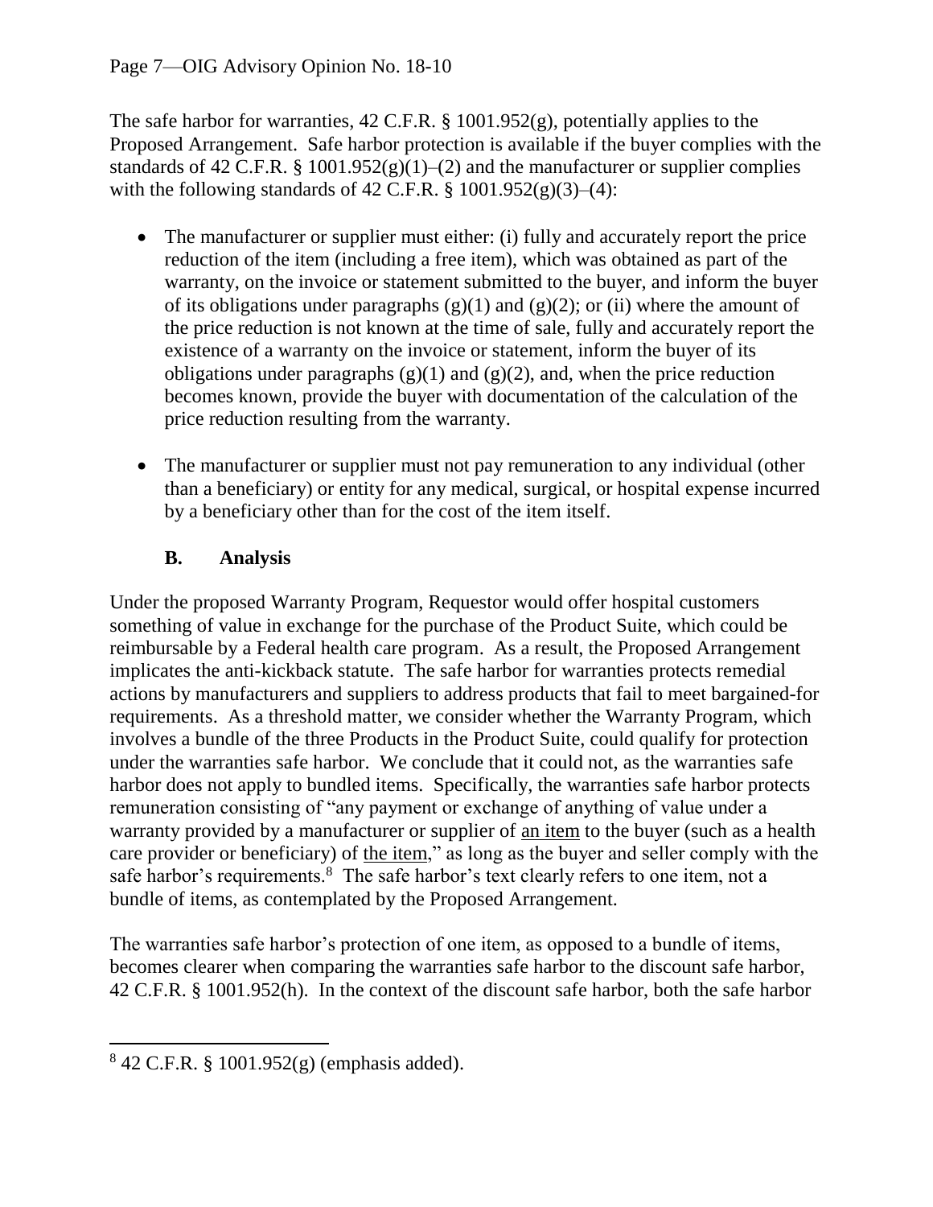The safe harbor for warranties, 42 C.F.R. § 1001.952(g), potentially applies to the Proposed Arrangement. Safe harbor protection is available if the buyer complies with the standards of 42 C.F.R. § 1001.952(g)(1)–(2) and the manufacturer or supplier complies with the following standards of 42 C.F.R. § 1001.952(g)(3)–(4):

- The manufacturer or supplier must either: (i) fully and accurately report the price reduction of the item (including a free item), which was obtained as part of the warranty, on the invoice or statement submitted to the buyer, and inform the buyer of its obligations under paragraphs (g)(1) and (g)(2); or (ii) where the amount of the price reduction is not known at the time of sale, fully and accurately report the existence of a warranty on the invoice or statement, inform the buyer of its obligations under paragraphs (g)(1) and (g)(2), and, when the price reduction becomes known, provide the buyer with documentation of the calculation of the price reduction resulting from the warranty.

- The manufacturer or supplier must not pay remuneration to any individual (other than a beneficiary) or entity for any medical, surgical, or hospital expense incurred by a beneficiary other than for the cost of the item itself.

### B. Analysis

Under the proposed Warranty Program, Requestor would offer hospital customers something of value in exchange for the purchase of the Product Suite, which could be reimbursable by a Federal health care program. As a result, the Proposed Arrangement implicates the anti-kickback statute. The safe harbor for warranties protects remedial actions by manufacturers and suppliers to address products that fail to meet bargained-for requirements. As a threshold matter, we consider whether the Warranty Program, which involves a bundle of the three Products in the Product Suite, could qualify for protection under the warranties safe harbor. We conclude that it could not, as the warranties safe harbor does not apply to bundled items. Specifically, the warranties safe harbor protects remuneration consisting of "any payment or exchange of anything of value under a warranty provided by a manufacturer or supplier of <u>an item</u> to the buyer (such as a health care provider or beneficiary) of <u>the item</u>," as long as the buyer and seller comply with the safe harbor's requirements.[8] The safe harbor's text clearly refers to one item, not a bundle of items, as contemplated by the Proposed Arrangement.

The warranties safe harbor's protection of one item, as opposed to a bundle of items, becomes clearer when comparing the warranties safe harbor to the discount safe harbor, 42 C.F.R. § 1001.952(h). In the context of the discount safe harbor, both the safe harbor

---

[8] 42 C.F.R. § 1001.952(g) (emphasis added).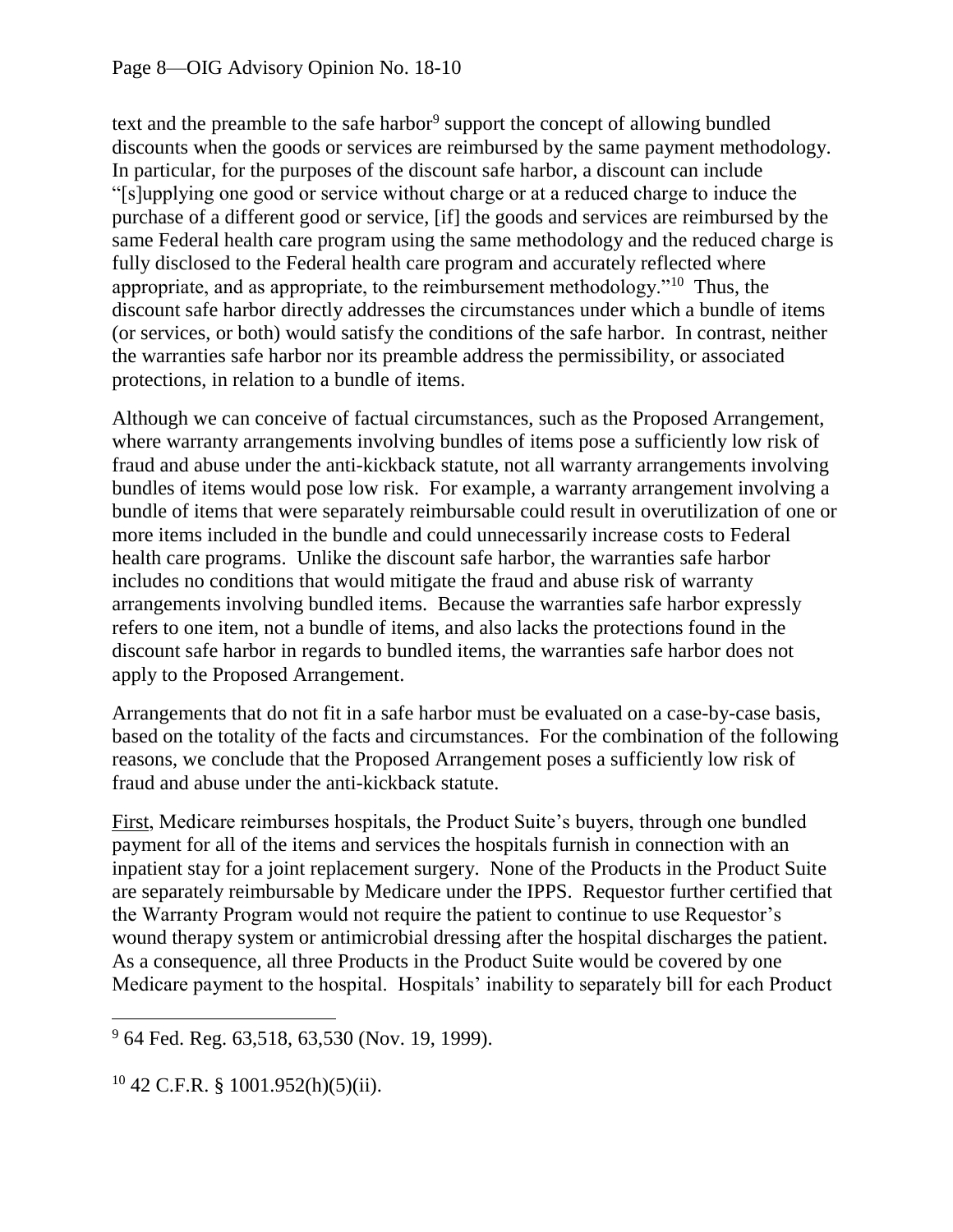text and the preamble to the safe harbor[9] support the concept of allowing bundled discounts when the goods or services are reimbursed by the same payment methodology. In particular, for the purposes of the discount safe harbor, a discount can include "[s]upplying one good or service without charge or at a reduced charge to induce the purchase of a different good or service, [if] the goods and services are reimbursed by the same Federal health care program using the same methodology and the reduced charge is fully disclosed to the Federal health care program and accurately reflected where appropriate, and as appropriate, to the reimbursement methodology."[10] Thus, the discount safe harbor directly addresses the circumstances under which a bundle of items (or services, or both) would satisfy the conditions of the safe harbor. In contrast, neither the warranties safe harbor nor its preamble address the permissibility, or associated protections, in relation to a bundle of items.

Although we can conceive of factual circumstances, such as the Proposed Arrangement, where warranty arrangements involving bundles of items pose a sufficiently low risk of fraud and abuse under the anti-kickback statute, not all warranty arrangements involving bundles of items would pose low risk. For example, a warranty arrangement involving a bundle of items that were separately reimbursable could result in overutilization of one or more items included in the bundle and could unnecessarily increase costs to Federal health care programs. Unlike the discount safe harbor, the warranties safe harbor includes no conditions that would mitigate the fraud and abuse risk of warranty arrangements involving bundled items. Because the warranties safe harbor expressly refers to one item, not a bundle of items, and also lacks the protections found in the discount safe harbor in regards to bundled items, the warranties safe harbor does not apply to the Proposed Arrangement.

Arrangements that do not fit in a safe harbor must be evaluated on a case-by-case basis, based on the totality of the facts and circumstances. For the combination of the following reasons, we conclude that the Proposed Arrangement poses a sufficiently low risk of fraud and abuse under the anti-kickback statute.

First, Medicare reimburses hospitals, the Product Suite's buyers, through one bundled payment for all of the items and services the hospitals furnish in connection with an inpatient stay for a joint replacement surgery. None of the Products in the Product Suite are separately reimbursable by Medicare under the IPPS. Requestor further certified that the Warranty Program would not require the patient to continue to use Requestor's wound therapy system or antimicrobial dressing after the hospital discharges the patient. As a consequence, all three Products in the Product Suite would be covered by one Medicare payment to the hospital. Hospitals' inability to separately bill for each Product

[9] 64 Fed. Reg. 63,518, 63,530 (Nov. 19, 1999).

[10] 42 C.F.R. § 1001.952(h)(5)(ii).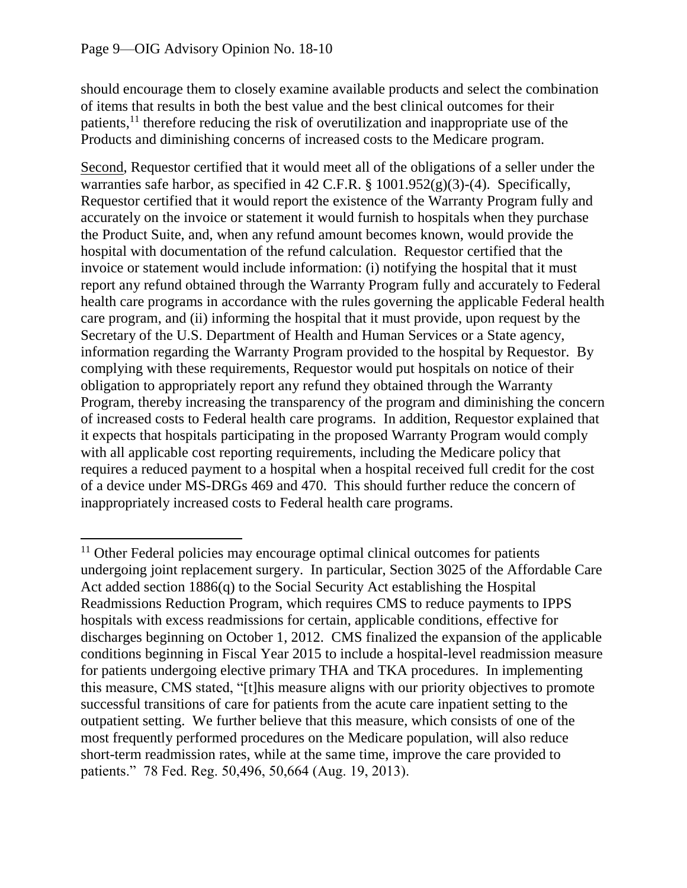should encourage them to closely examine available products and select the combination of items that results in both the best value and the best clinical outcomes for their patients,[11] therefore reducing the risk of overutilization and inappropriate use of the Products and diminishing concerns of increased costs to the Medicare program.

Second, Requestor certified that it would meet all of the obligations of a seller under the warranties safe harbor, as specified in 42 C.F.R. § 1001.952(g)(3)-(4). Specifically, Requestor certified that it would report the existence of the Warranty Program fully and accurately on the invoice or statement it would furnish to hospitals when they purchase the Product Suite, and, when any refund amount becomes known, would provide the hospital with documentation of the refund calculation. Requestor certified that the invoice or statement would include information: (i) notifying the hospital that it must report any refund obtained through the Warranty Program fully and accurately to Federal health care programs in accordance with the rules governing the applicable Federal health care program, and (ii) informing the hospital that it must provide, upon request by the Secretary of the U.S. Department of Health and Human Services or a State agency, information regarding the Warranty Program provided to the hospital by Requestor. By complying with these requirements, Requestor would put hospitals on notice of their obligation to appropriately report any refund they obtained through the Warranty Program, thereby increasing the transparency of the program and diminishing the concern of increased costs to Federal health care programs. In addition, Requestor explained that it expects that hospitals participating in the proposed Warranty Program would comply with all applicable cost reporting requirements, including the Medicare policy that requires a reduced payment to a hospital when a hospital received full credit for the cost of a device under MS-DRGs 469 and 470. This should further reduce the concern of inappropriately increased costs to Federal health care programs.

---

[11] Other Federal policies may encourage optimal clinical outcomes for patients undergoing joint replacement surgery. In particular, Section 3025 of the Affordable Care Act added section 1886(q) to the Social Security Act establishing the Hospital Readmissions Reduction Program, which requires CMS to reduce payments to IPPS hospitals with excess readmissions for certain, applicable conditions, effective for discharges beginning on October 1, 2012. CMS finalized the expansion of the applicable conditions beginning in Fiscal Year 2015 to include a hospital-level readmission measure for patients undergoing elective primary THA and TKA procedures. In implementing this measure, CMS stated, "[t]his measure aligns with our priority objectives to promote successful transitions of care for patients from the acute care inpatient setting to the outpatient setting. We further believe that this measure, which consists of one of the most frequently performed procedures on the Medicare population, will also reduce short-term readmission rates, while at the same time, improve the care provided to patients." 78 Fed. Reg. 50,496, 50,664 (Aug. 19, 2013).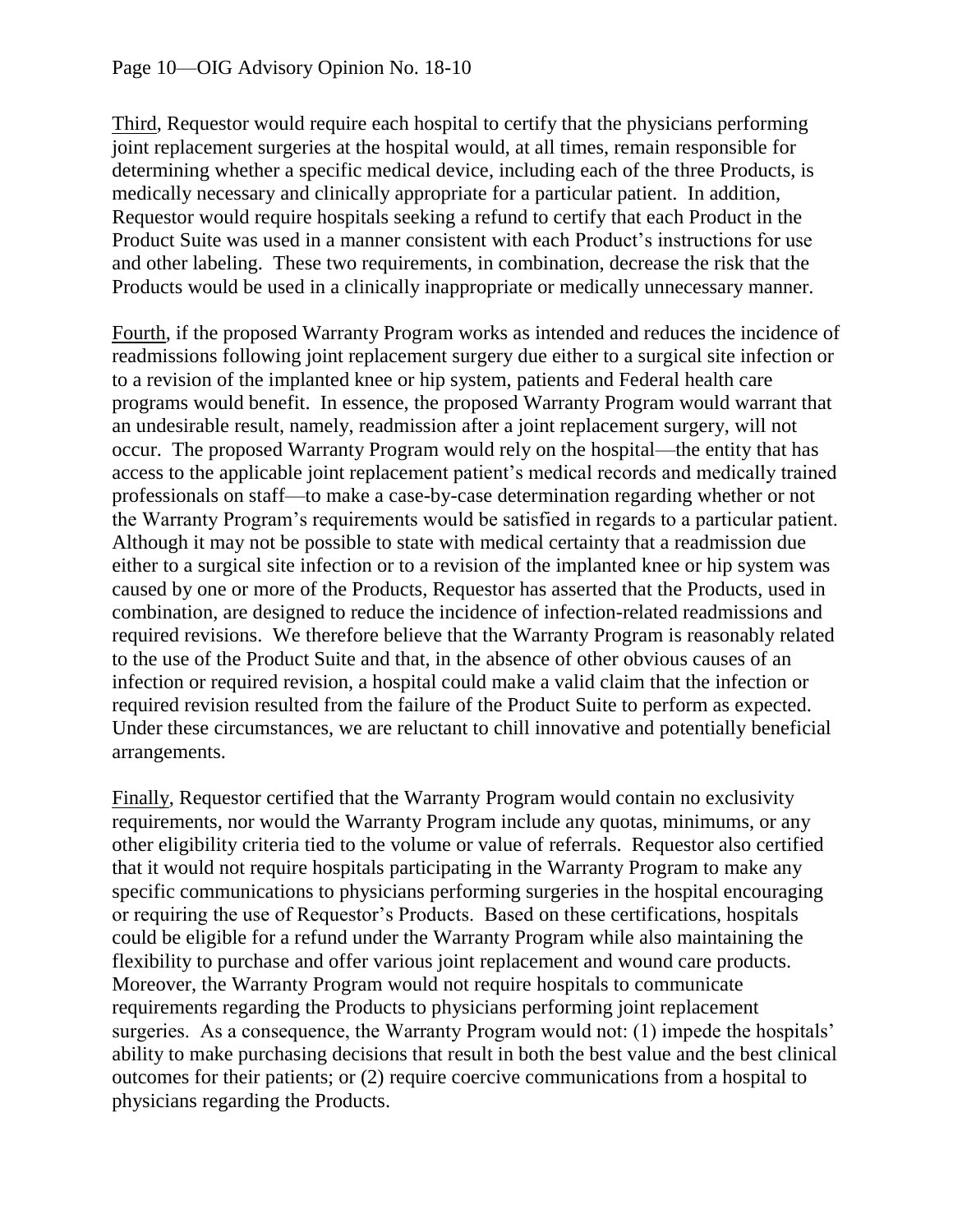Third, Requestor would require each hospital to certify that the physicians performing joint replacement surgeries at the hospital would, at all times, remain responsible for determining whether a specific medical device, including each of the three Products, is medically necessary and clinically appropriate for a particular patient. In addition, Requestor would require hospitals seeking a refund to certify that each Product in the Product Suite was used in a manner consistent with each Product's instructions for use and other labeling. These two requirements, in combination, decrease the risk that the Products would be used in a clinically inappropriate or medically unnecessary manner.

Fourth, if the proposed Warranty Program works as intended and reduces the incidence of readmissions following joint replacement surgery due either to a surgical site infection or to a revision of the implanted knee or hip system, patients and Federal health care programs would benefit. In essence, the proposed Warranty Program would warrant that an undesirable result, namely, readmission after a joint replacement surgery, will not occur. The proposed Warranty Program would rely on the hospital—the entity that has access to the applicable joint replacement patient's medical records and medically trained professionals on staff—to make a case-by-case determination regarding whether or not the Warranty Program's requirements would be satisfied in regards to a particular patient. Although it may not be possible to state with medical certainty that a readmission due either to a surgical site infection or to a revision of the implanted knee or hip system was caused by one or more of the Products, Requestor has asserted that the Products, used in combination, are designed to reduce the incidence of infection-related readmissions and required revisions. We therefore believe that the Warranty Program is reasonably related to the use of the Product Suite and that, in the absence of other obvious causes of an infection or required revision, a hospital could make a valid claim that the infection or required revision resulted from the failure of the Product Suite to perform as expected. Under these circumstances, we are reluctant to chill innovative and potentially beneficial arrangements.

Finally, Requestor certified that the Warranty Program would contain no exclusivity requirements, nor would the Warranty Program include any quotas, minimums, or any other eligibility criteria tied to the volume or value of referrals. Requestor also certified that it would not require hospitals participating in the Warranty Program to make any specific communications to physicians performing surgeries in the hospital encouraging or requiring the use of Requestor's Products. Based on these certifications, hospitals could be eligible for a refund under the Warranty Program while also maintaining the flexibility to purchase and offer various joint replacement and wound care products. Moreover, the Warranty Program would not require hospitals to communicate requirements regarding the Products to physicians performing joint replacement surgeries. As a consequence, the Warranty Program would not: (1) impede the hospitals' ability to make purchasing decisions that result in both the best value and the best clinical outcomes for their patients; or (2) require coercive communications from a hospital to physicians regarding the Products.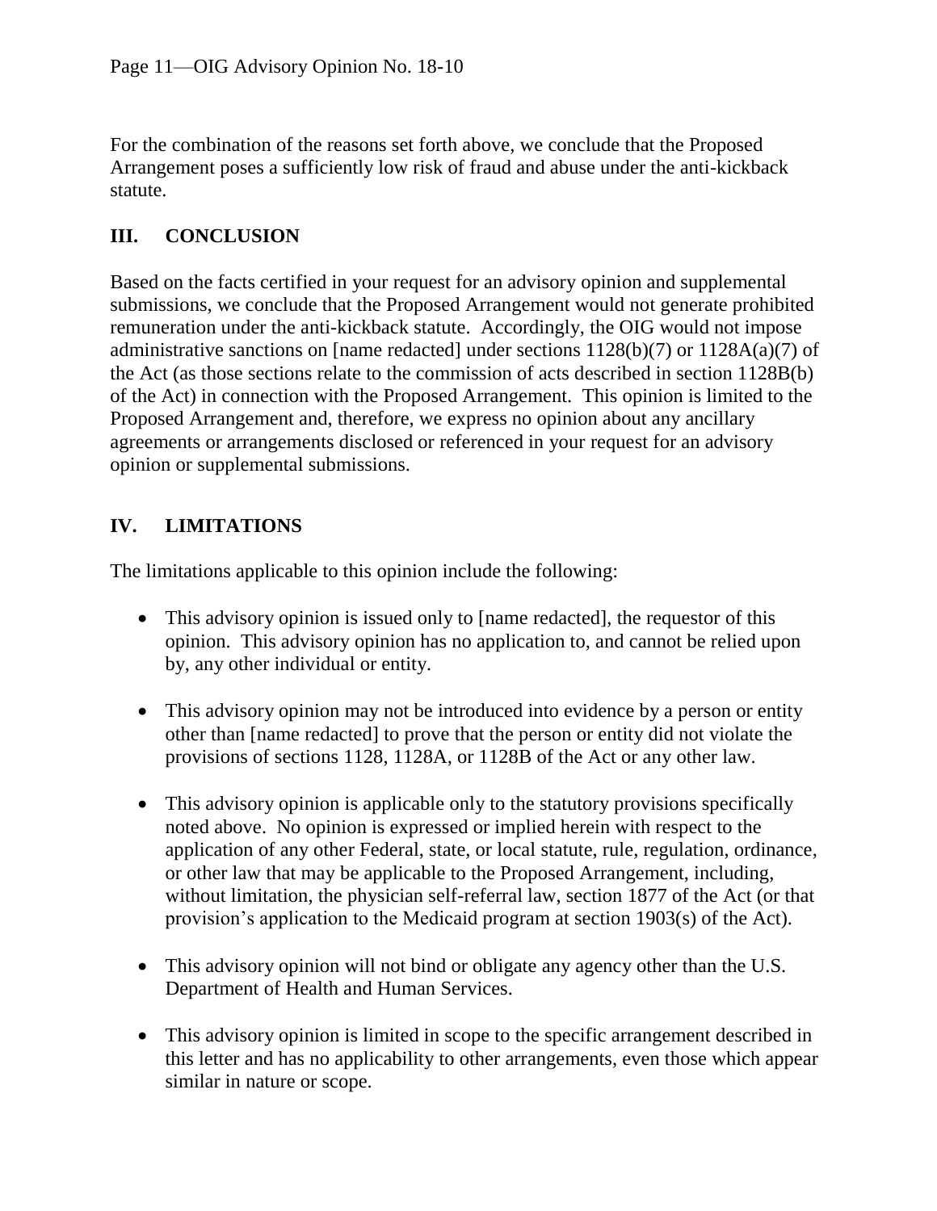For the combination of the reasons set forth above, we conclude that the Proposed Arrangement poses a sufficiently low risk of fraud and abuse under the anti-kickback statute.

## III. CONCLUSION

Based on the facts certified in your request for an advisory opinion and supplemental submissions, we conclude that the Proposed Arrangement would not generate prohibited remuneration under the anti-kickback statute. Accordingly, the OIG would not impose administrative sanctions on [name redacted] under sections 1128(b)(7) or 1128A(a)(7) of the Act (as those sections relate to the commission of acts described in section 1128B(b) of the Act) in connection with the Proposed Arrangement. This opinion is limited to the Proposed Arrangement and, therefore, we express no opinion about any ancillary agreements or arrangements disclosed or referenced in your request for an advisory opinion or supplemental submissions.

## IV. LIMITATIONS

The limitations applicable to this opinion include the following:

- This advisory opinion is issued only to [name redacted], the requestor of this opinion. This advisory opinion has no application to, and cannot be relied upon by, any other individual or entity.

- This advisory opinion may not be introduced into evidence by a person or entity other than [name redacted] to prove that the person or entity did not violate the provisions of sections 1128, 1128A, or 1128B of the Act or any other law.

- This advisory opinion is applicable only to the statutory provisions specifically noted above. No opinion is expressed or implied herein with respect to the application of any other Federal, state, or local statute, rule, regulation, ordinance, or other law that may be applicable to the Proposed Arrangement, including, without limitation, the physician self-referral law, section 1877 of the Act (or that provision's application to the Medicaid program at section 1903(s) of the Act).

- This advisory opinion will not bind or obligate any agency other than the U.S. Department of Health and Human Services.

- This advisory opinion is limited in scope to the specific arrangement described in this letter and has no applicability to other arrangements, even those which appear similar in nature or scope.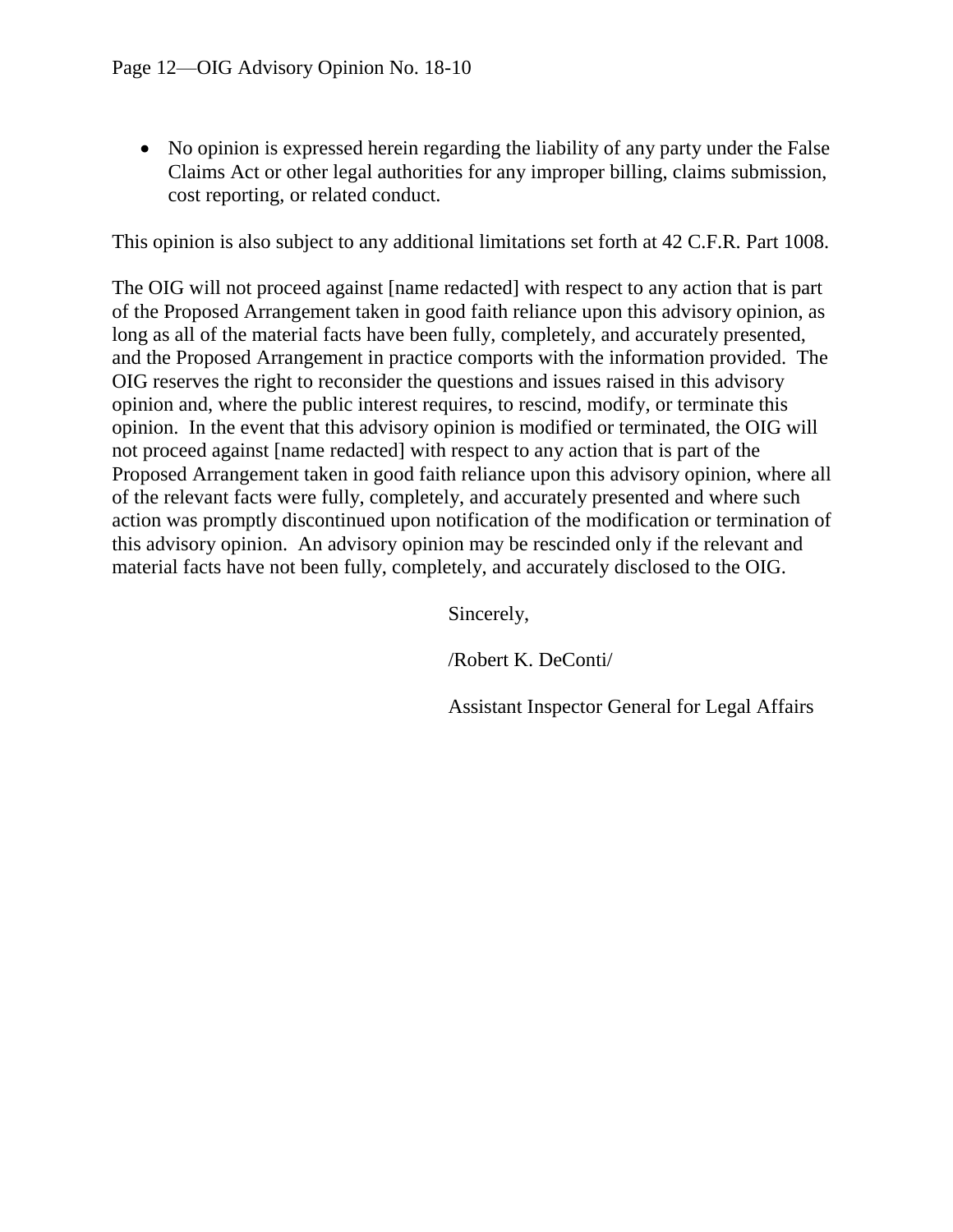- No opinion is expressed herein regarding the liability of any party under the False Claims Act or other legal authorities for any improper billing, claims submission, cost reporting, or related conduct.

This opinion is also subject to any additional limitations set forth at 42 C.F.R. Part 1008.

The OIG will not proceed against [name redacted] with respect to any action that is part of the Proposed Arrangement taken in good faith reliance upon this advisory opinion, as long as all of the material facts have been fully, completely, and accurately presented, and the Proposed Arrangement in practice comports with the information provided. The OIG reserves the right to reconsider the questions and issues raised in this advisory opinion and, where the public interest requires, to rescind, modify, or terminate this opinion. In the event that this advisory opinion is modified or terminated, the OIG will not proceed against [name redacted] with respect to any action that is part of the Proposed Arrangement taken in good faith reliance upon this advisory opinion, where all of the relevant facts were fully, completely, and accurately presented and where such action was promptly discontinued upon notification of the modification or termination of this advisory opinion. An advisory opinion may be rescinded only if the relevant and material facts have not been fully, completely, and accurately disclosed to the OIG.

Sincerely,

/Robert K. DeConti/

Assistant Inspector General for Legal Affairs